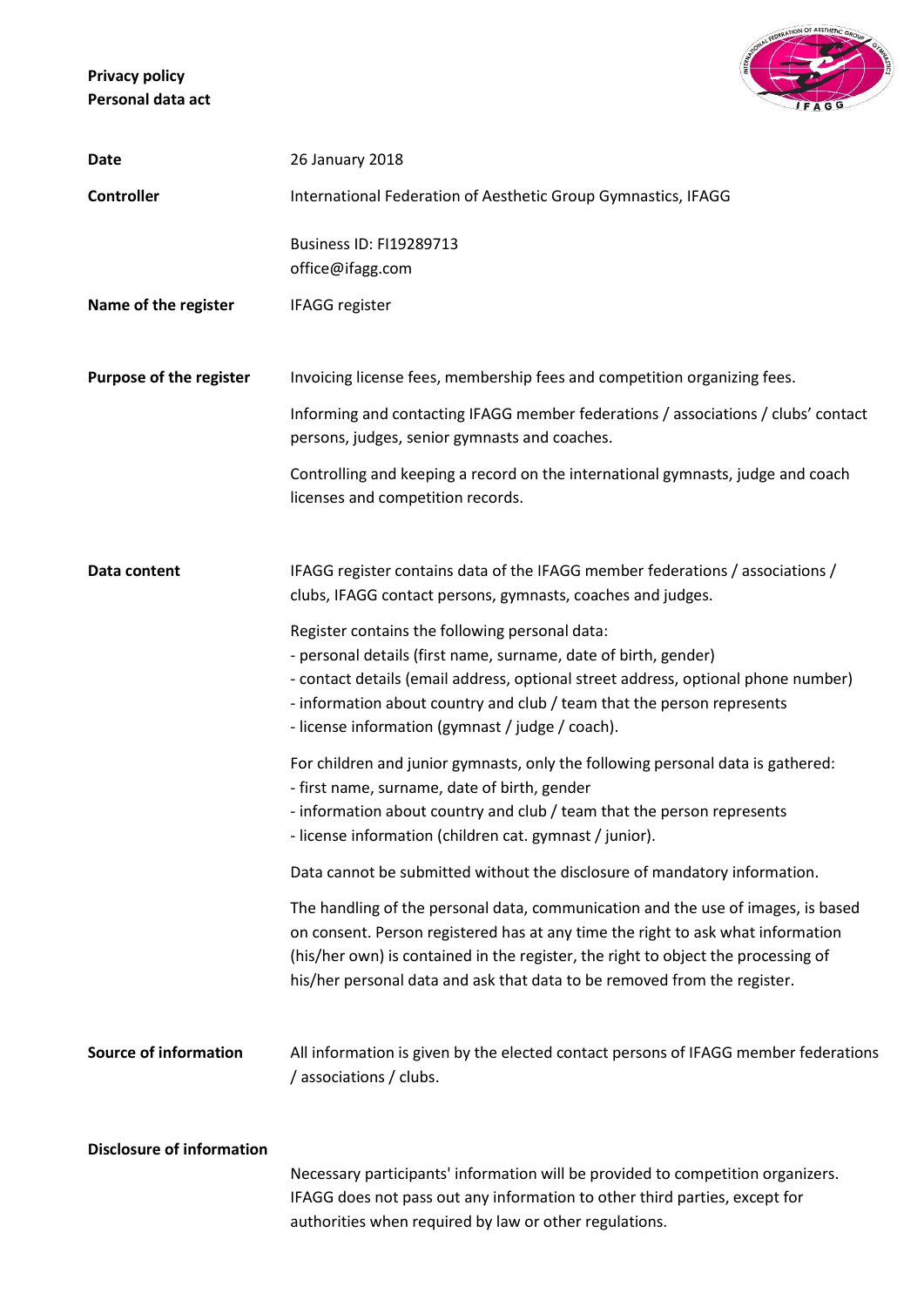**Privacy policy**
**Personal data act**

| | |
|---|---|
| **Date** | 26 January 2018 |
| **Controller** | International Federation of Aesthetic Group Gymnastics, IFAGG<br><br>Business ID: FI19289713<br>office@ifagg.com |
| **Name of the register** | IFAGG register |
| **Purpose of the register** | Invoicing license fees, membership fees and competition organizing fees.<br><br>Informing and contacting IFAGG member federations / associations / clubs' contact persons, judges, senior gymnasts and coaches.<br><br>Controlling and keeping a record on the international gymnasts, judge and coach licenses and competition records. |
| **Data content** | IFAGG register contains data of the IFAGG member federations / associations / clubs, IFAGG contact persons, gymnasts, coaches and judges.<br><br>Register contains the following personal data:<br>- personal details (first name, surname, date of birth, gender)<br>- contact details (email address, optional street address, optional phone number)<br>- information about country and club / team that the person represents<br>- license information (gymnast / judge / coach).<br><br>For children and junior gymnasts, only the following personal data is gathered:<br>- first name, surname, date of birth, gender<br>- information about country and club / team that the person represents<br>- license information (children cat. gymnast / junior).<br><br>Data cannot be submitted without the disclosure of mandatory information.<br><br>The handling of the personal data, communication and the use of images, is based on consent. Person registered has at any time the right to ask what information (his/her own) is contained in the register, the right to object the processing of his/her personal data and ask that data to be removed from the register. |
| **Source of information** | All information is given by the elected contact persons of IFAGG member federations / associations / clubs. |
| **Disclosure of information** | Necessary participants' information will be provided to competition organizers. IFAGG does not pass out any information to other third parties, except for authorities when required by law or other regulations. |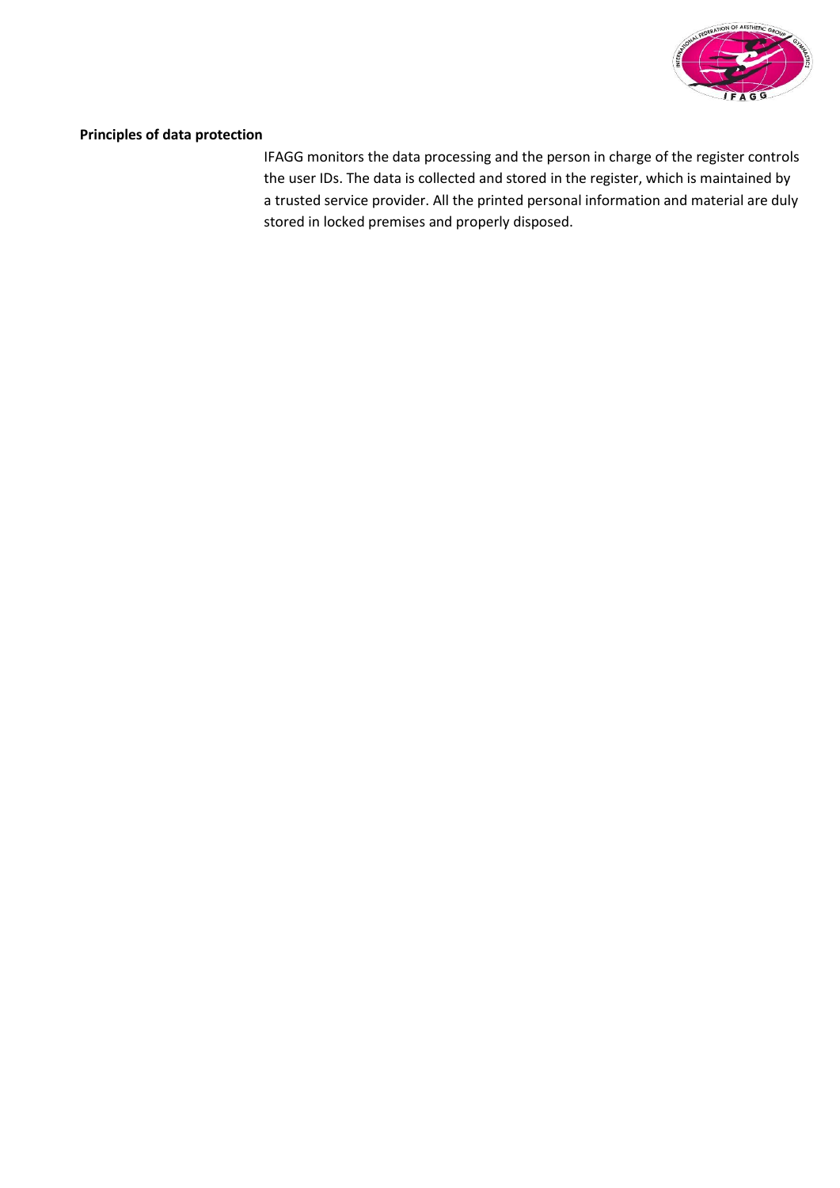**Principles of data protection**

IFAGG monitors the data processing and the person in charge of the register controls the user IDs. The data is collected and stored in the register, which is maintained by a trusted service provider. All the printed personal information and material are duly stored in locked premises and properly disposed.